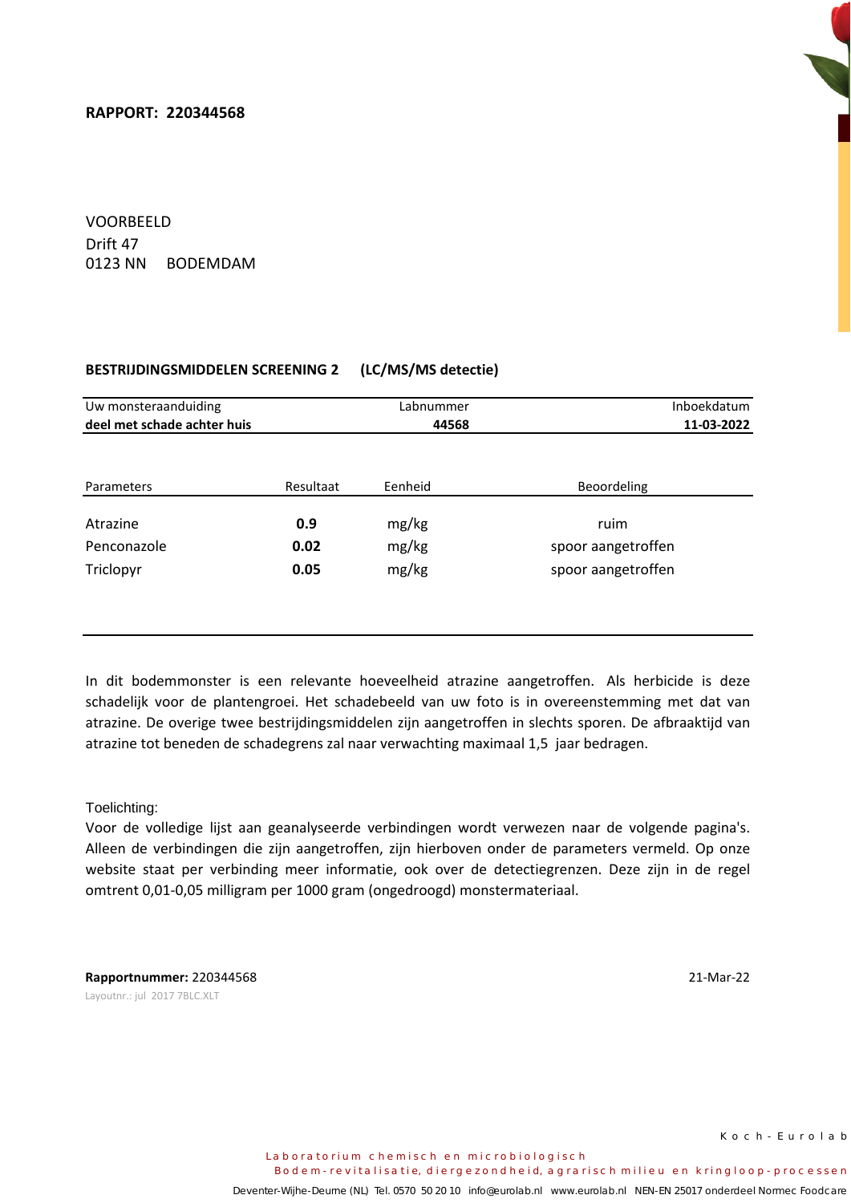**RAPPORT: 220344568**

VOORBEELD
Drift 47
0123 NN BODEMDAM

**BESTRIJDINGSMIDDELEN SCREENING 2 (LC/MS/MS detectie)**

| Uw monsteraanduiding | Labnummer | Inboekdatum |
|---|---|---|
| **deel met schade achter huis** | **44568** | **11-03-2022** |

| Parameters | Resultaat | Eenheid | Beoordeling |
|---|---|---|---|
| Atrazine | **0.9** | mg/kg | ruim |
| Penconazole | **0.02** | mg/kg | spoor aangetroffen |
| Triclopyr | **0.05** | mg/kg | spoor aangetroffen |

In dit bodemmonster is een relevante hoeveelheid atrazine aangetroffen. Als herbicide is deze schadelijk voor de plantengroei. Het schadebeeld van uw foto is in overeenstemming met dat van atrazine. De overige twee bestrijdingsmiddelen zijn aangetroffen in slechts sporen. De afbraaktijd van atrazine tot beneden de schadegrens zal naar verwachting maximaal 1,5 jaar bedragen.

Toelichting:
Voor de volledige lijst aan geanalyseerde verbindingen wordt verwezen naar de volgende pagina's. Alleen de verbindingen die zijn aangetroffen, zijn hierboven onder de parameters vermeld. Op onze website staat per verbinding meer informatie, ook over de detectiegrenzen. Deze zijn in de regel omtrent 0,01-0,05 milligram per 1000 gram (ongedroogd) monstermateriaal.

**Rapportnummer:** 220344568 21-Mar-22

Layoutnr.: jul 2017 7BLC.XLT

Koch-Eurolab

Laboratorium chemisch en microbiologisch
Bodem-revitalisatie, diergezondheid, agrarisch milieu en kringloop-processen

Deventer-Wijhe-Deurne (NL) Tel. 0570 50 20 10 info@eurolab.nl www.eurolab.nl NEN-EN 25017 onderdeel Normec Foodcare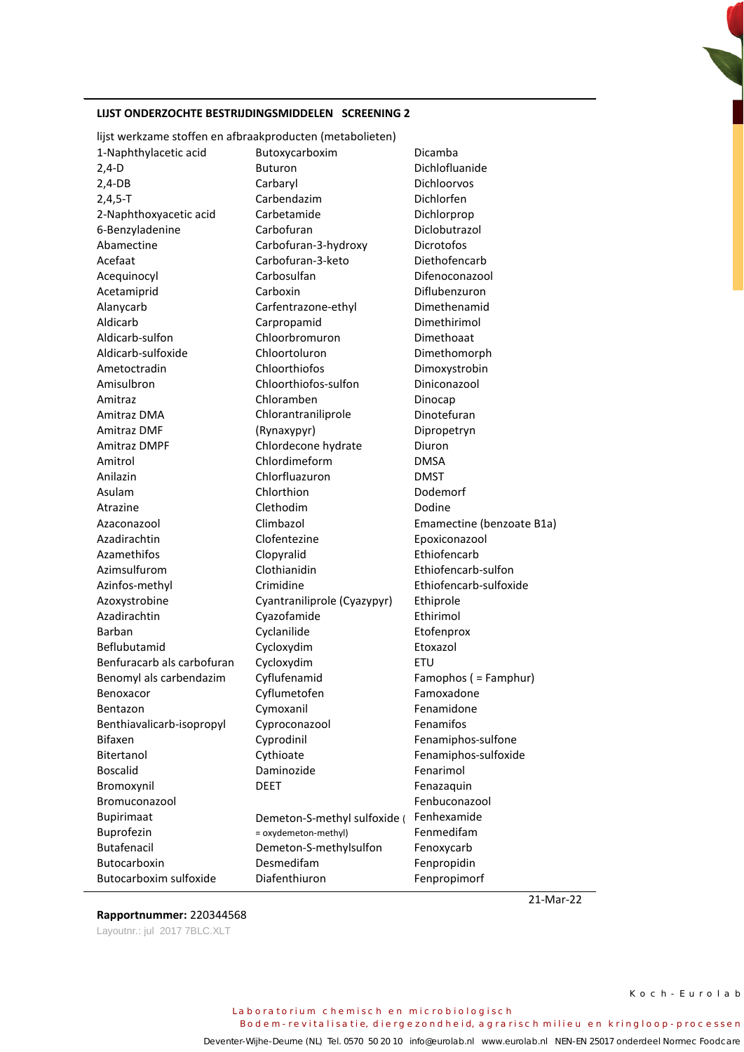**LIJST ONDERZOCHTE BESTRIJDINGSMIDDELEN SCREENING 2**

lijst werkzame stoffen en afbraakproducten (metabolieten)

| | | |
|---|---|---|
| 1-Naphthylacetic acid | Butoxycarboxim | Dicamba |
| 2,4-D | Buturon | Dichlofluanide |
| 2,4-DB | Carbaryl | Dichloorvos |
| 2,4,5-T | Carbendazim | Dichlorfen |
| 2-Naphthoxyacetic acid | Carbetamide | Dichlorprop |
| 6-Benzyladenine | Carbofuran | Diclobutrazol |
| Abamectine | Carbofuran-3-hydroxy | Dicrotofos |
| Acefaat | Carbofuran-3-keto | Diethofencarb |
| Acequinocyl | Carbosulfan | Difenoconazool |
| Acetamiprid | Carboxin | Diflubenzuron |
| Alanycarb | Carfentrazone-ethyl | Dimethenamid |
| Aldicarb | Carpropamid | Dimethirimol |
| Aldicarb-sulfon | Chloorbromuron | Dimethoaat |
| Aldicarb-sulfoxide | Chloortoluron | Dimethomorph |
| Ametoctradin | Chloorthiofos | Dimoxystrobin |
| Amisulbron | Chloorthiofos-sulfon | Diniconazool |
| Amitraz | Chloramben | Dinocap |
| Amitraz DMA | Chlorantraniliprole | Dinotefuran |
| Amitraz DMF | (Rynaxypyr) | Dipropetryn |
| Amitraz DMPF | Chlordecone hydrate | Diuron |
| Amitrol | Chlordimeform | DMSA |
| Anilazin | Chlorfluazuron | DMST |
| Asulam | Chlorthion | Dodemorf |
| Atrazine | Clethodim | Dodine |
| Azaconazool | Climbazol | Emamectine (benzoate B1a) |
| Azadirachtin | Clofentezine | Epoxiconazool |
| Azamethifos | Clopyralid | Ethiofencarb |
| Azimsulfurom | Clothianidin | Ethiofencarb-sulfon |
| Azinfos-methyl | Crimidine | Ethiofencarb-sulfoxide |
| Azoxystrobine | Cyantraniliprole (Cyazypyr) | Ethiprole |
| Azadirachtin | Cyazofamide | Ethirimol |
| Barban | Cyclanilide | Etofenprox |
| Beflubutamid | Cycloxydim | Etoxazol |
| Benfuracarb als carbofuran | Cycloxydim | ETU |
| Benomyl als carbendazim | Cyflufenamid | Famophos ( = Famphur) |
| Benoxacor | Cyflumetofen | Famoxadone |
| Bentazon | Cymoxanil | Fenamidone |
| Benthiavalicarb-isopropyl | Cyproconazool | Fenamifos |
| Bifaxen | Cyprodinil | Fenamiphos-sulfone |
| Bitertanol | Cythioate | Fenamiphos-sulfoxide |
| Boscalid | Daminozide | Fenarimol |
| Bromoxynil | DEET | Fenazaquin |
| Bromuconazool | | Fenbuconazool |
| Bupirimaat | Demeton-S-methyl sulfoxide ( = oxydemeton-methyl) | Fenhexamide |
| Buprofezin | | Fenmedifam |
| Butafenacil | Demeton-S-methylsulfon | Fenoxycarb |
| Butocarboxin | Desmedifam | Fenpropidin |
| Butocarboxim sulfoxide | Diafenthiuron | Fenpropimorf |

21-Mar-22

**Rapportnummer:** 220344568

Layoutnr.: jul 2017 7BLC.XLT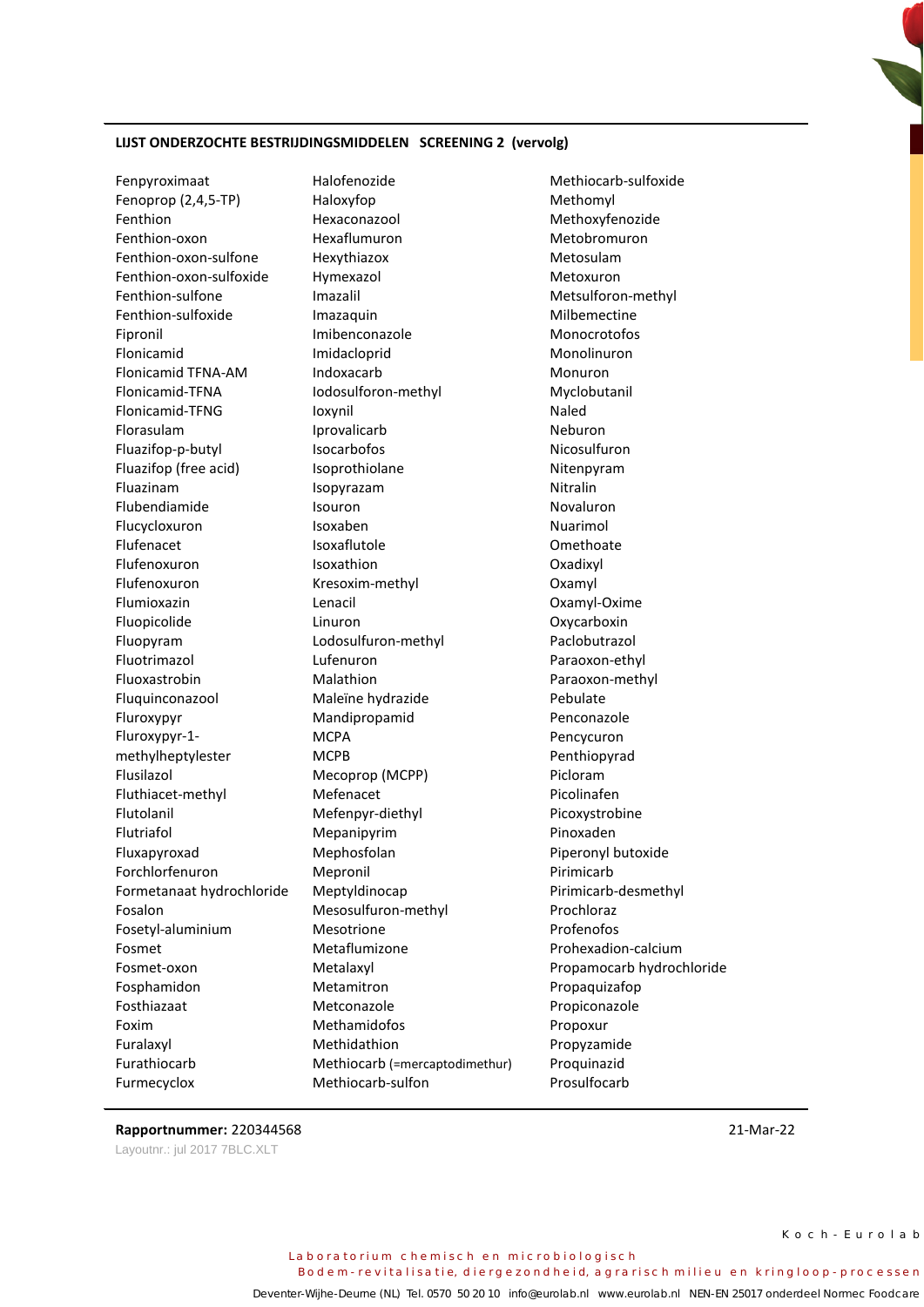**LIJST ONDERZOCHTE BESTRIJDINGSMIDDELEN   SCREENING 2  (vervolg)**

Fenpyroximaat
Fenoprop (2,4,5-TP)
Fenthion
Fenthion-oxon
Fenthion-oxon-sulfone
Fenthion-oxon-sulfoxide
Fenthion-sulfone
Fenthion-sulfoxide
Fipronil
Flonicamid
Flonicamid TFNA-AM
Flonicamid-TFNA
Flonicamid-TFNG
Florasulam
Fluazifop-p-butyl
Fluazifop (free acid)
Fluazinam
Flubendiamide
Flucycloxuron
Flufenacet
Flufenoxuron
Flufenoxuron
Flumioxazin
Fluopicolide
Fluopyram
Fluotrimazol
Fluoxastrobin
Fluquinconazool
Fluroxypyr
Fluroxypyr-1-methylheptylester
Flusilazol
Fluthiacet-methyl
Flutolanil
Flutriafol
Fluxapyroxad
Forchlorfenuron
Formetanaat hydrochloride
Fosalon
Fosetyl-aluminium
Fosmet
Fosmet-oxon
Fosphamidon
Fosthiazaat
Foxim
Furalaxyl
Furathiocarb
Furmecyclox

Halofenozide
Haloxyfop
Hexaconazool
Hexaflumuron
Hexythiazox
Hymexazol
Imazalil
Imazaquin
Imibenconazole
Imidacloprid
Indoxacarb
Iodosulforon-methyl
Ioxynil
Iprovalicarb
Isocarbofos
Isoprothiolane
Isopyrazam
Isouron
Isoxaben
Isoxaflutole
Isoxathion
Kresoxim-methyl
Lenacil
Linuron
Lodosulfuron-methyl
Lufenuron
Malathion
Maleïne hydrazide
Mandipropamid
MCPA
MCPB
Mecoprop (MCPP)
Mefenacet
Mefenpyr-diethyl
Mepanipyrim
Mephosfolan
Mepronil
Meptyldinocap
Mesosulfuron-methyl
Mesotrione
Metaflumizone
Metalaxyl
Metamitron
Metconazole
Methamidofos
Methidathion
Methiocarb (=mercaptodimethur)
Methiocarb-sulfon

Methiocarb-sulfoxide
Methomyl
Methoxyfenozide
Metobromuron
Metosulam
Metoxuron
Metsulforon-methyl
Milbemectine
Monocrotofos
Monolinuron
Monuron
Myclobutanil
Naled
Neburon
Nicosulfuron
Nitenpyram
Nitralin
Novaluron
Nuarimol
Omethoate
Oxadixyl
Oxamyl
Oxamyl-Oxime
Oxycarboxin
Paclobutrazol
Paraoxon-ethyl
Paraoxon-methyl
Pebulate
Penconazole
Pencycuron
Penthiopyrad
Picloram
Picolinafen
Picoxystrobine
Pinoxaden
Piperonyl butoxide
Pirimicarb
Pirimicarb-desmethyl
Prochloraz
Profenofos
Prohexadion-calcium
Propamocarb hydrochloride
Propaquizafop
Propiconazole
Propoxur
Propyzamide
Proquinazid
Prosulfocarb

**Rapportnummer:** 220344568  21-Mar-22

Layoutnr.: jul 2017 7BLC.XLT

Koch-Eurolab

Laboratorium chemisch en microbiologisch
Bodem-revitalisatie, diergezondheid, agrarisch milieu en kringloop-processen

Deventer-Wijhe-Deurne (NL) Tel. 0570 50 20 10 info@eurolab.nl www.eurolab.nl NEN-EN 25017 onderdeel Normec Foodcare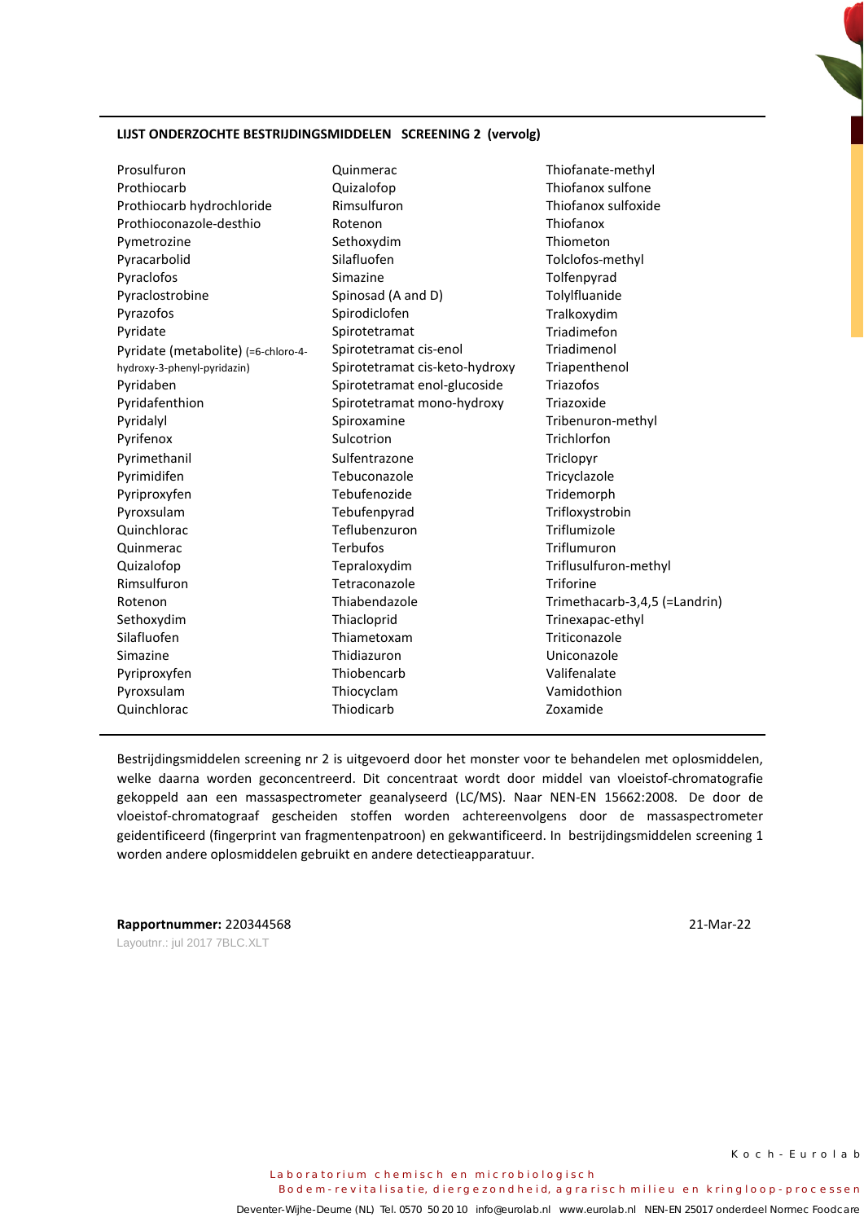**LIJST ONDERZOCHTE BESTRIJDINGSMIDDELEN   SCREENING 2  (vervolg)**

Prosulfuron
Prothiocarb
Prothiocarb hydrochloride
Prothioconazole-desthio
Pymetrozine
Pyracarbolid
Pyraclofos
Pyraclostrobine
Pyrazofos
Pyridate
Pyridate (metabolite) (=6-chloro-4-hydroxy-3-phenyl-pyridazin)
Pyridaben
Pyridafenthion
Pyridalyl
Pyrifenox
Pyrimethanil
Pyrimidifen
Pyriproxyfen
Pyroxsulam
Quinchlorac
Quinmerac
Quizalofop
Rimsulfuron
Rotenon
Sethoxydim
Silafluofen
Simazine
Pyriproxyfen
Pyroxsulam
Quinchlorac
Quinmerac
Quizalofop
Rimsulfuron
Rotenon
Sethoxydim
Silafluofen
Simazine
Spinosad (A and D)
Spirodiclofen
Spirotetramat
Spirotetramat cis-enol
Spirotetramat cis-keto-hydroxy
Spirotetramat enol-glucoside
Spirotetramat mono-hydroxy
Spiroxamine
Sulcotrion
Sulfentrazone
Tebuconazole
Tebufenozide
Tebufenpyrad
Teflubenzuron
Terbufos
Tepraloxydim
Tetraconazole
Thiabendazole
Thiacloprid
Thiametoxam
Thidiazuron
Thiobencarb
Thiocyclam
Thiodicarb
Thiofanate-methyl
Thiofanox sulfone
Thiofanox sulfoxide
Thiofanox
Thiometon
Tolclofos-methyl
Tolfenpyrad
Tolylfluanide
Tralkoxydim
Triadimefon
Triadimenol
Triapenthenol
Triazofos
Triazoxide
Tribenuron-methyl
Trichlorfon
Triclopyr
Tricyclazole
Tridemorph
Trifloxystrobin
Triflumizole
Triflumuron
Triflusulfuron-methyl
Triforine
Trimethacarb-3,4,5 (=Landrin)
Trinexapac-ethyl
Triticonazole
Uniconazole
Valifenalate
Vamidothion
Zoxamide

Bestrijdingsmiddelen screening nr 2 is uitgevoerd door het monster voor te behandelen met oplosmiddelen, welke daarna worden geconcentreerd. Dit concentraat wordt door middel van vloeistof-chromatografie gekoppeld aan een massaspectrometer geanalyseerd (LC/MS). Naar NEN-EN 15662:2008. De door de vloeistof-chromatograaf gescheiden stoffen worden achtereenvolgens door de massaspectrometer geidentificeerd (fingerprint van fragmentenpatroon) en gekwantificeerd. In bestrijdingsmiddelen screening 1 worden andere oplosmiddelen gebruikt en andere detectieapparatuur.

**Rapportnummer:** 220344568    21-Mar-22

Layoutnr.: jul 2017 7BLC.XLT

Koch-Eurolab

Laboratorium chemisch en microbiologisch
Bodem-revitalisatie, diergezondheid, agrarisch milieu en kringloop-processen

Deventer-Wijhe-Deurne (NL) Tel. 0570 50 20 10 info@eurolab.nl www.eurolab.nl NEN-EN 25017 onderdeel Normec Foodcare